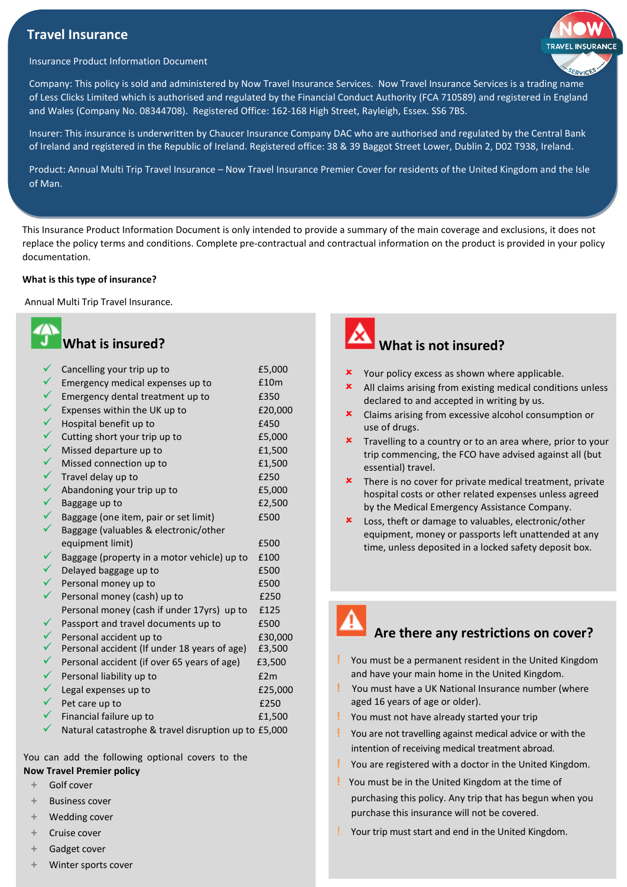# Travel Insurance

Insurance Product Information Document

Company: This policy is sold and administered by Now Travel Insurance Services. Now Travel Insurance Services is a trading name of Less Clicks Limited which is authorised and regulated by the Financial Conduct Authority (FCA 710589) and registered in England and Wales (Company No. 08344708). Registered Office: 162-168 High Street, Rayleigh, Essex. SS6 7BS.

Insurer: This insurance is underwritten by Chaucer Insurance Company DAC who are authorised and regulated by the Central Bank of Ireland and registered in the Republic of Ireland. Registered office: 38 & 39 Baggot Street Lower, Dublin 2, D02 T938, Ireland.

Product: Annual Multi Trip Travel Insurance – Now Travel Insurance Premier Cover for residents of the United Kingdom and the Isle of Man.

This Insurance Product Information Document is only intended to provide a summary of the main coverage and exclusions, it does not replace the policy terms and conditions. Complete pre-contractual and contractual information on the product is provided in your policy documentation.

**What is this type of insurance?**

Annual Multi Trip Travel Insurance.

## What is insured?

| Cover | Limit |
|---|---|
| ✓ Cancelling your trip up to | £5,000 |
| ✓ Emergency medical expenses up to | £10m |
| ✓ Emergency dental treatment up to | £350 |
| ✓ Expenses within the UK up to | £20,000 |
| ✓ Hospital benefit up to | £450 |
| ✓ Cutting short your trip up to | £5,000 |
| ✓ Missed departure up to | £1,500 |
| ✓ Missed connection up to | £1,500 |
| ✓ Travel delay up to | £250 |
| ✓ Abandoning your trip up to | £5,000 |
| ✓ Baggage up to | £2,500 |
| ✓ Baggage (one item, pair or set limit) | £500 |
| ✓ Baggage (valuables & electronic/other equipment limit) | £500 |
| ✓ Baggage (property in a motor vehicle) up to | £100 |
| ✓ Delayed baggage up to | £500 |
| ✓ Personal money up to | £500 |
| ✓ Personal money (cash) up to | £250 |
| Personal money (cash if under 17yrs) up to | £125 |
| ✓ Passport and travel documents up to | £500 |
| ✓ Personal accident up to | £30,000 |
| ✓ Personal accident (If under 18 years of age) | £3,500 |
| Personal accident (if over 65 years of age) | £3,500 |
| ✓ Personal liability up to | £2m |
| ✓ Legal expenses up to | £25,000 |
| ✓ Pet care up to | £250 |
| ✓ Financial failure up to | £1,500 |
| ✓ Natural catastrophe & travel disruption up to | £5,000 |

You can add the following optional covers to the **Now Travel Premier policy**

- Golf cover
- Business cover
- Wedding cover
- Cruise cover
- Gadget cover
- Winter sports cover

## What is not insured?

- ✗ Your policy excess as shown where applicable.
- ✗ All claims arising from existing medical conditions unless declared to and accepted in writing by us.
- ✗ Claims arising from excessive alcohol consumption or use of drugs.
- ✗ Travelling to a country or to an area where, prior to your trip commencing, the FCO have advised against all (but essential) travel.
- ✗ There is no cover for private medical treatment, private hospital costs or other related expenses unless agreed by the Medical Emergency Assistance Company.
- ✗ Loss, theft or damage to valuables, electronic/other equipment, money or passports left unattended at any time, unless deposited in a locked safety deposit box.

## Are there any restrictions on cover?

- ! You must be a permanent resident in the United Kingdom and have your main home in the United Kingdom.
- ! You must have a UK National Insurance number (where aged 16 years of age or older).
- ! You must not have already started your trip
- ! You are not travelling against medical advice or with the intention of receiving medical treatment abroad.
- ! You are registered with a doctor in the United Kingdom.
- ! You must be in the United Kingdom at the time of purchasing this policy. Any trip that has begun when you purchase this insurance will not be covered.
- ! Your trip must start and end in the United Kingdom.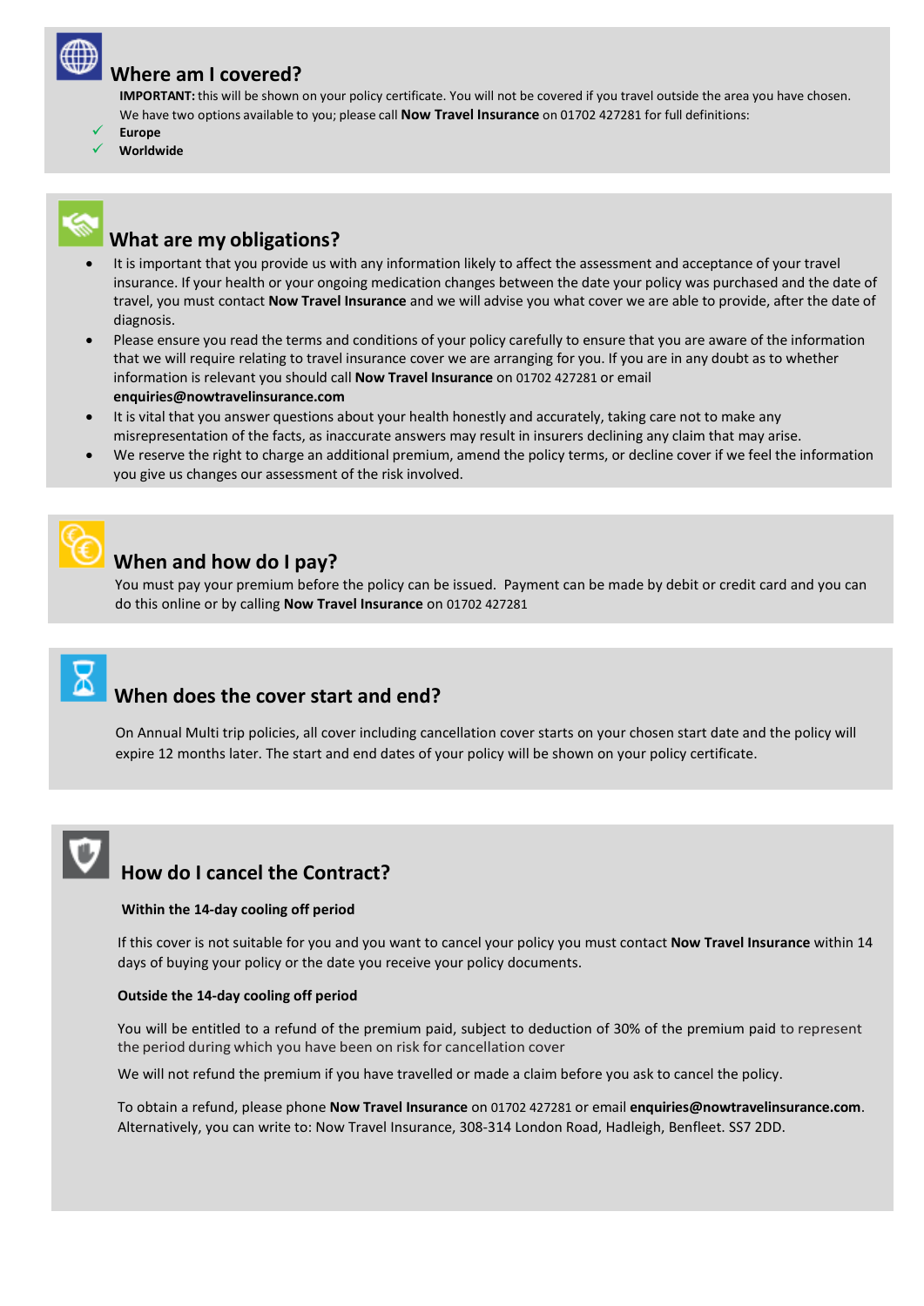## Where am I covered?

**IMPORTANT:** this will be shown on your policy certificate. You will not be covered if you travel outside the area you have chosen. We have two options available to you; please call **Now Travel Insurance** on 01702 427281 for full definitions:

- ✓ **Europe**
- ✓ **Worldwide**

## What are my obligations?

- It is important that you provide us with any information likely to affect the assessment and acceptance of your travel insurance. If your health or your ongoing medication changes between the date your policy was purchased and the date of travel, you must contact **Now Travel Insurance** and we will advise you what cover we are able to provide, after the date of diagnosis.
- Please ensure you read the terms and conditions of your policy carefully to ensure that you are aware of the information that we will require relating to travel insurance cover we are arranging for you. If you are in any doubt as to whether information is relevant you should call **Now Travel Insurance** on 01702 427281 or email **enquiries@nowtravelinsurance.com**
- It is vital that you answer questions about your health honestly and accurately, taking care not to make any misrepresentation of the facts, as inaccurate answers may result in insurers declining any claim that may arise.
- We reserve the right to charge an additional premium, amend the policy terms, or decline cover if we feel the information you give us changes our assessment of the risk involved.

## When and how do I pay?

You must pay your premium before the policy can be issued. Payment can be made by debit or credit card and you can do this online or by calling **Now Travel Insurance** on 01702 427281

## When does the cover start and end?

On Annual Multi trip policies, all cover including cancellation cover starts on your chosen start date and the policy will expire 12 months later. The start and end dates of your policy will be shown on your policy certificate.

## How do I cancel the Contract?

**Within the 14-day cooling off period**

If this cover is not suitable for you and you want to cancel your policy you must contact **Now Travel Insurance** within 14 days of buying your policy or the date you receive your policy documents.

**Outside the 14-day cooling off period**

You will be entitled to a refund of the premium paid, subject to deduction of 30% of the premium paid to represent the period during which you have been on risk for cancellation cover

We will not refund the premium if you have travelled or made a claim before you ask to cancel the policy.

To obtain a refund, please phone **Now Travel Insurance** on 01702 427281 or email **enquiries@nowtravelinsurance.com**. Alternatively, you can write to: Now Travel Insurance, 308-314 London Road, Hadleigh, Benfleet. SS7 2DD.